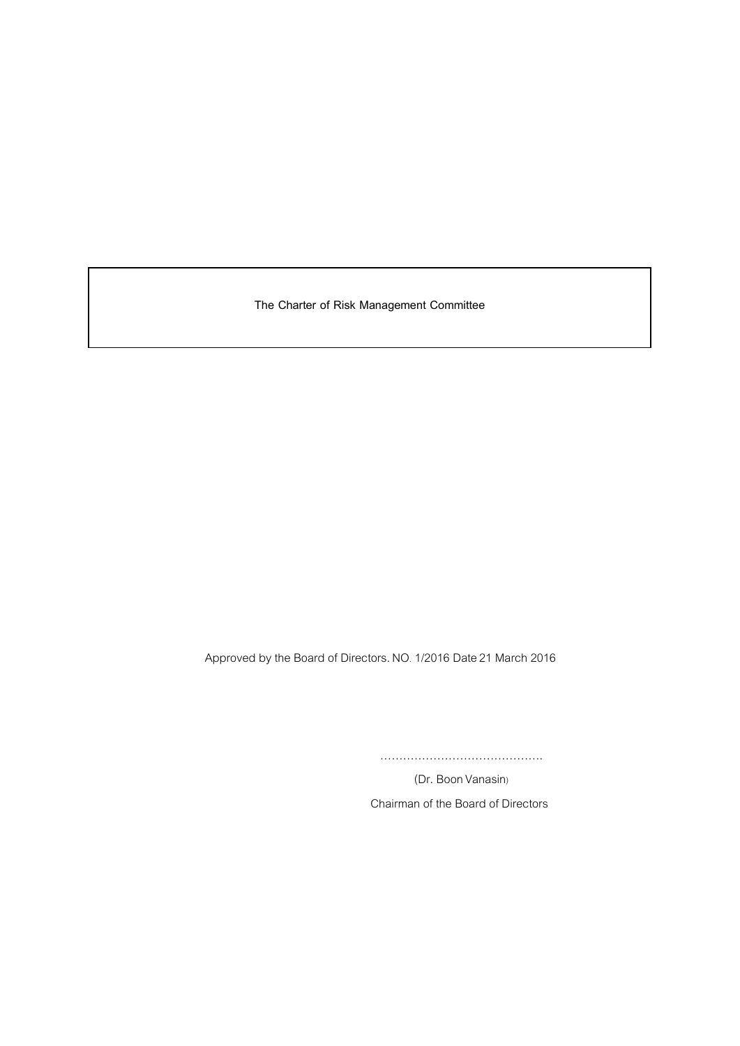# The Charter of Risk Management Committee

Approved by the Board of Directors. NO. 1/2016 Date 21 March 2016

…………………………………….

(Dr. Boon Vanasin)

Chairman of the Board of Directors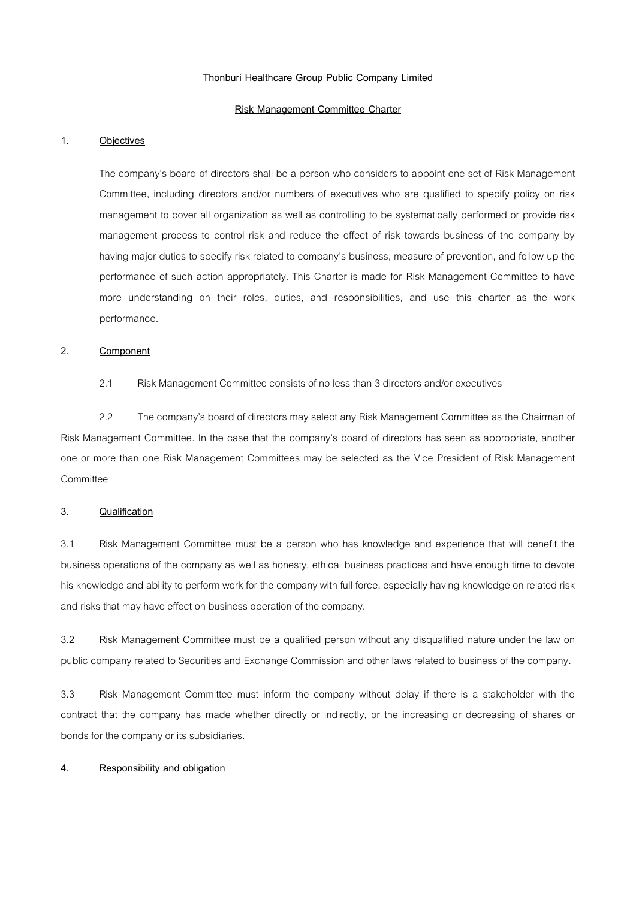**Thonburi Healthcare Group Public Company Limited**

**Risk Management Committee Charter**

## 1. Objectives

The company's board of directors shall be a person who considers to appoint one set of Risk Management Committee, including directors and/or numbers of executives who are qualified to specify policy on risk management to cover all organization as well as controlling to be systematically performed or provide risk management process to control risk and reduce the effect of risk towards business of the company by having major duties to specify risk related to company's business, measure of prevention, and follow up the performance of such action appropriately. This Charter is made for Risk Management Committee to have more understanding on their roles, duties, and responsibilities, and use this charter as the work performance.

## 2. Component

2.1 Risk Management Committee consists of no less than 3 directors and/or executives

2.2 The company's board of directors may select any Risk Management Committee as the Chairman of Risk Management Committee. In the case that the company's board of directors has seen as appropriate, another one or more than one Risk Management Committees may be selected as the Vice President of Risk Management Committee

## 3. Qualification

3.1 Risk Management Committee must be a person who has knowledge and experience that will benefit the business operations of the company as well as honesty, ethical business practices and have enough time to devote his knowledge and ability to perform work for the company with full force, especially having knowledge on related risk and risks that may have effect on business operation of the company.

3.2 Risk Management Committee must be a qualified person without any disqualified nature under the law on public company related to Securities and Exchange Commission and other laws related to business of the company.

3.3 Risk Management Committee must inform the company without delay if there is a stakeholder with the contract that the company has made whether directly or indirectly, or the increasing or decreasing of shares or bonds for the company or its subsidiaries.

## 4. Responsibility and obligation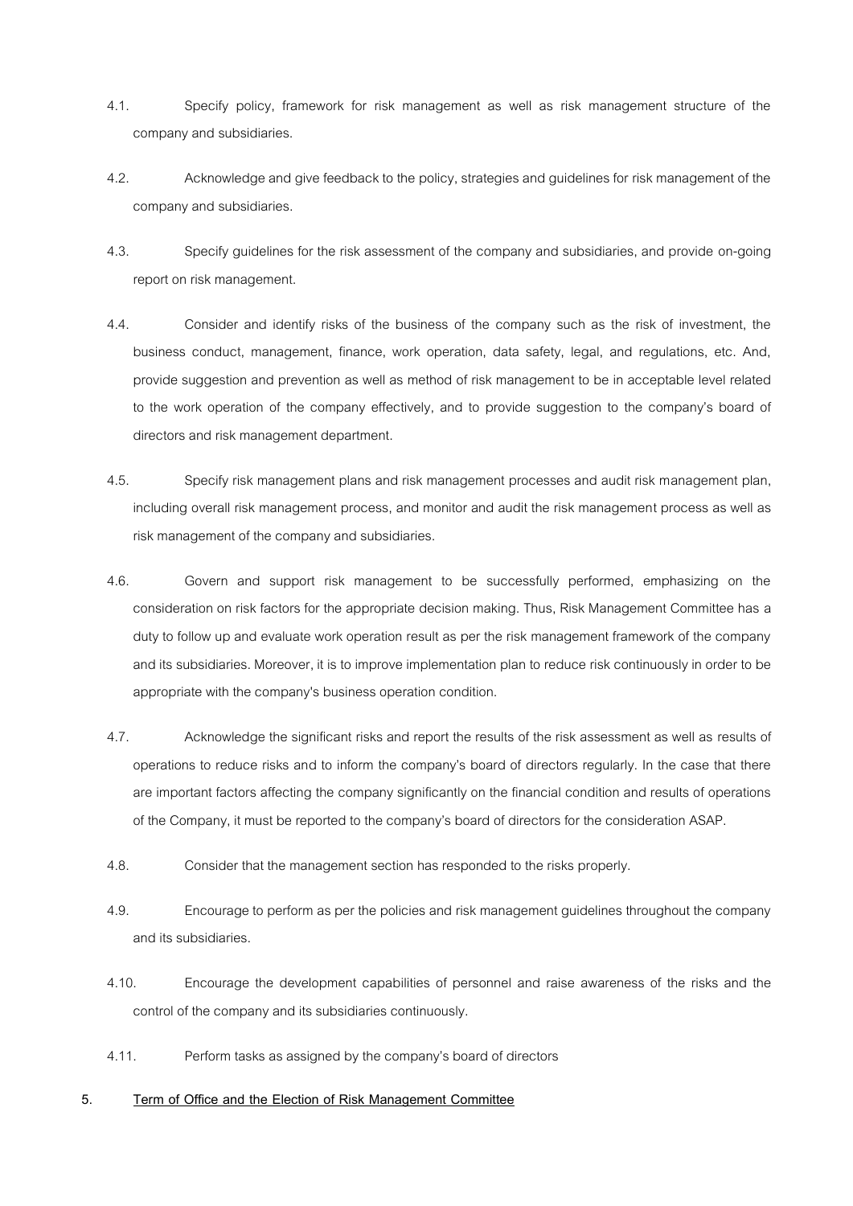4.1. Specify policy, framework for risk management as well as risk management structure of the company and subsidiaries.

4.2. Acknowledge and give feedback to the policy, strategies and guidelines for risk management of the company and subsidiaries.

4.3. Specify guidelines for the risk assessment of the company and subsidiaries, and provide on-going report on risk management.

4.4. Consider and identify risks of the business of the company such as the risk of investment, the business conduct, management, finance, work operation, data safety, legal, and regulations, etc. And, provide suggestion and prevention as well as method of risk management to be in acceptable level related to the work operation of the company effectively, and to provide suggestion to the company's board of directors and risk management department.

4.5. Specify risk management plans and risk management processes and audit risk management plan, including overall risk management process, and monitor and audit the risk management process as well as risk management of the company and subsidiaries.

4.6. Govern and support risk management to be successfully performed, emphasizing on the consideration on risk factors for the appropriate decision making. Thus, Risk Management Committee has a duty to follow up and evaluate work operation result as per the risk management framework of the company and its subsidiaries. Moreover, it is to improve implementation plan to reduce risk continuously in order to be appropriate with the company's business operation condition.

4.7. Acknowledge the significant risks and report the results of the risk assessment as well as results of operations to reduce risks and to inform the company's board of directors regularly. In the case that there are important factors affecting the company significantly on the financial condition and results of operations of the Company, it must be reported to the company's board of directors for the consideration ASAP.

4.8. Consider that the management section has responded to the risks properly.

4.9. Encourage to perform as per the policies and risk management guidelines throughout the company and its subsidiaries.

4.10. Encourage the development capabilities of personnel and raise awareness of the risks and the control of the company and its subsidiaries continuously.

4.11. Perform tasks as assigned by the company's board of directors

## 5. <u>Term of Office and the Election of Risk Management Committee</u>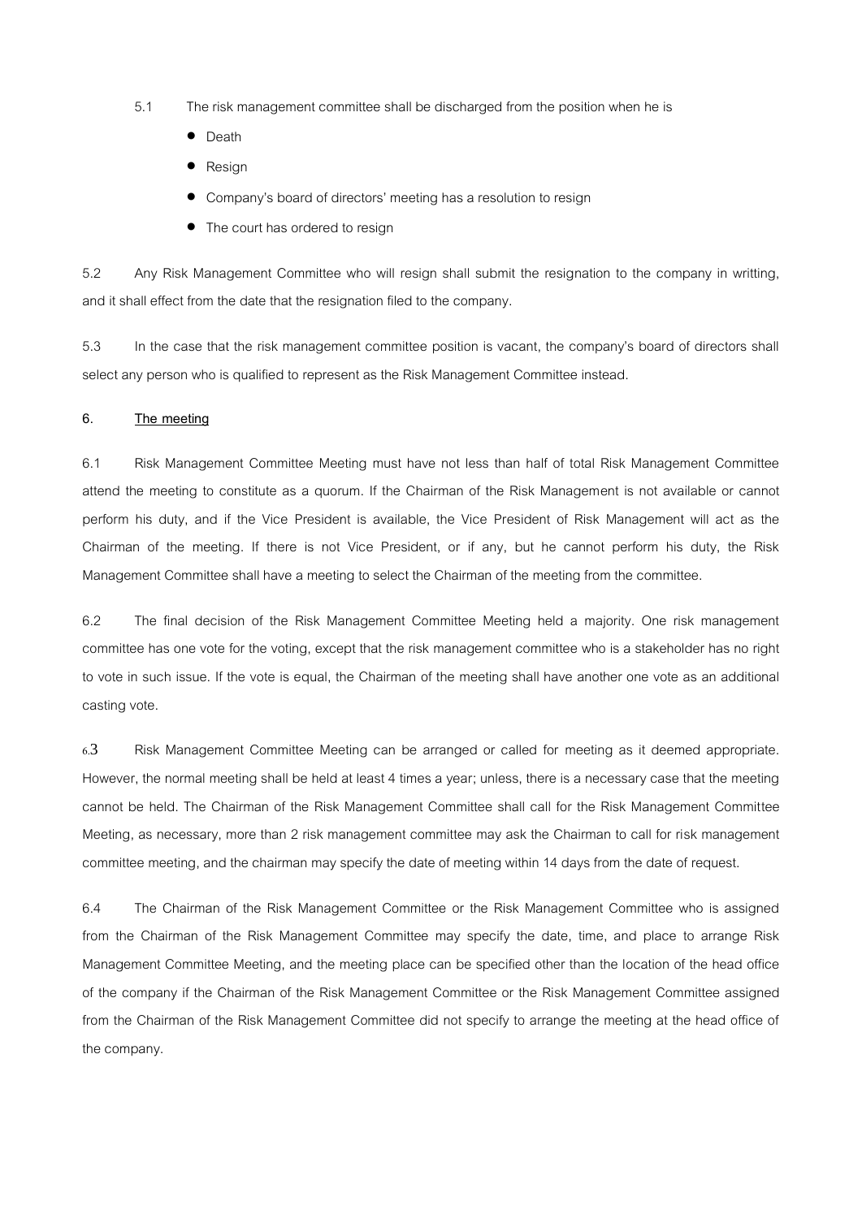5.1 The risk management committee shall be discharged from the position when he is

- Death
- Resign
- Company's board of directors' meeting has a resolution to resign
- The court has ordered to resign

5.2 Any Risk Management Committee who will resign shall submit the resignation to the company in writting, and it shall effect from the date that the resignation filed to the company.

5.3 In the case that the risk management committee position is vacant, the company's board of directors shall select any person who is qualified to represent as the Risk Management Committee instead.

**6. <u>The meeting</u>**

6.1 Risk Management Committee Meeting must have not less than half of total Risk Management Committee attend the meeting to constitute as a quorum. If the Chairman of the Risk Management is not available or cannot perform his duty, and if the Vice President is available, the Vice President of Risk Management will act as the Chairman of the meeting. If there is not Vice President, or if any, but he cannot perform his duty, the Risk Management Committee shall have a meeting to select the Chairman of the meeting from the committee.

6.2 The final decision of the Risk Management Committee Meeting held a majority. One risk management committee has one vote for the voting, except that the risk management committee who is a stakeholder has no right to vote in such issue. If the vote is equal, the Chairman of the meeting shall have another one vote as an additional casting vote.

6.3 Risk Management Committee Meeting can be arranged or called for meeting as it deemed appropriate. However, the normal meeting shall be held at least 4 times a year; unless, there is a necessary case that the meeting cannot be held. The Chairman of the Risk Management Committee shall call for the Risk Management Committee Meeting, as necessary, more than 2 risk management committee may ask the Chairman to call for risk management committee meeting, and the chairman may specify the date of meeting within 14 days from the date of request.

6.4 The Chairman of the Risk Management Committee or the Risk Management Committee who is assigned from the Chairman of the Risk Management Committee may specify the date, time, and place to arrange Risk Management Committee Meeting, and the meeting place can be specified other than the location of the head office of the company if the Chairman of the Risk Management Committee or the Risk Management Committee assigned from the Chairman of the Risk Management Committee did not specify to arrange the meeting at the head office of the company.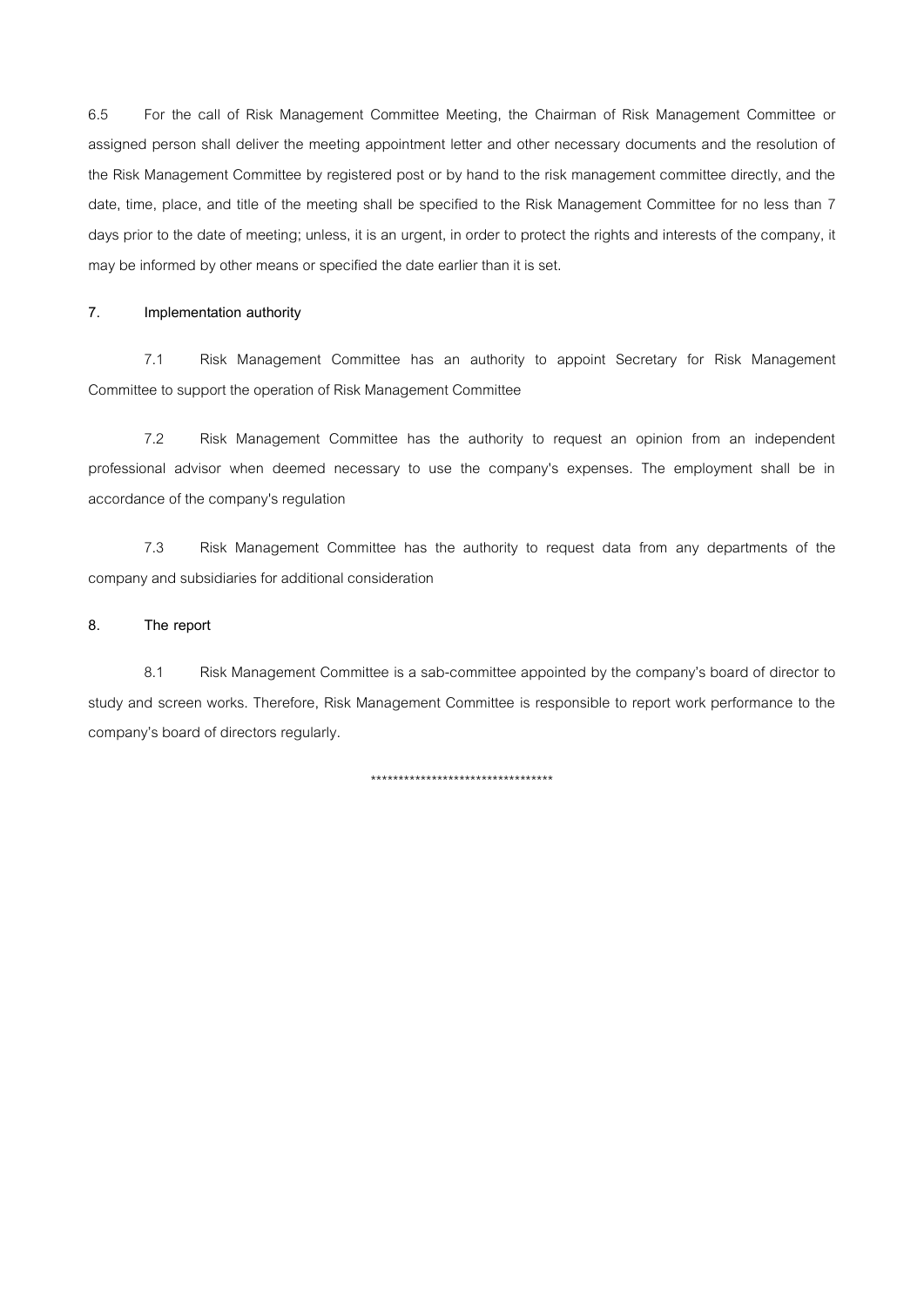6.5 For the call of Risk Management Committee Meeting, the Chairman of Risk Management Committee or assigned person shall deliver the meeting appointment letter and other necessary documents and the resolution of the Risk Management Committee by registered post or by hand to the risk management committee directly, and the date, time, place, and title of the meeting shall be specified to the Risk Management Committee for no less than 7 days prior to the date of meeting; unless, it is an urgent, in order to protect the rights and interests of the company, it may be informed by other means or specified the date earlier than it is set.

**7. Implementation authority**

7.1 Risk Management Committee has an authority to appoint Secretary for Risk Management Committee to support the operation of Risk Management Committee

7.2 Risk Management Committee has the authority to request an opinion from an independent professional advisor when deemed necessary to use the company's expenses. The employment shall be in accordance of the company's regulation

7.3 Risk Management Committee has the authority to request data from any departments of the company and subsidiaries for additional consideration

**8. The report**

8.1 Risk Management Committee is a sab-committee appointed by the company's board of director to study and screen works. Therefore, Risk Management Committee is responsible to report work performance to the company's board of directors regularly.

********************************